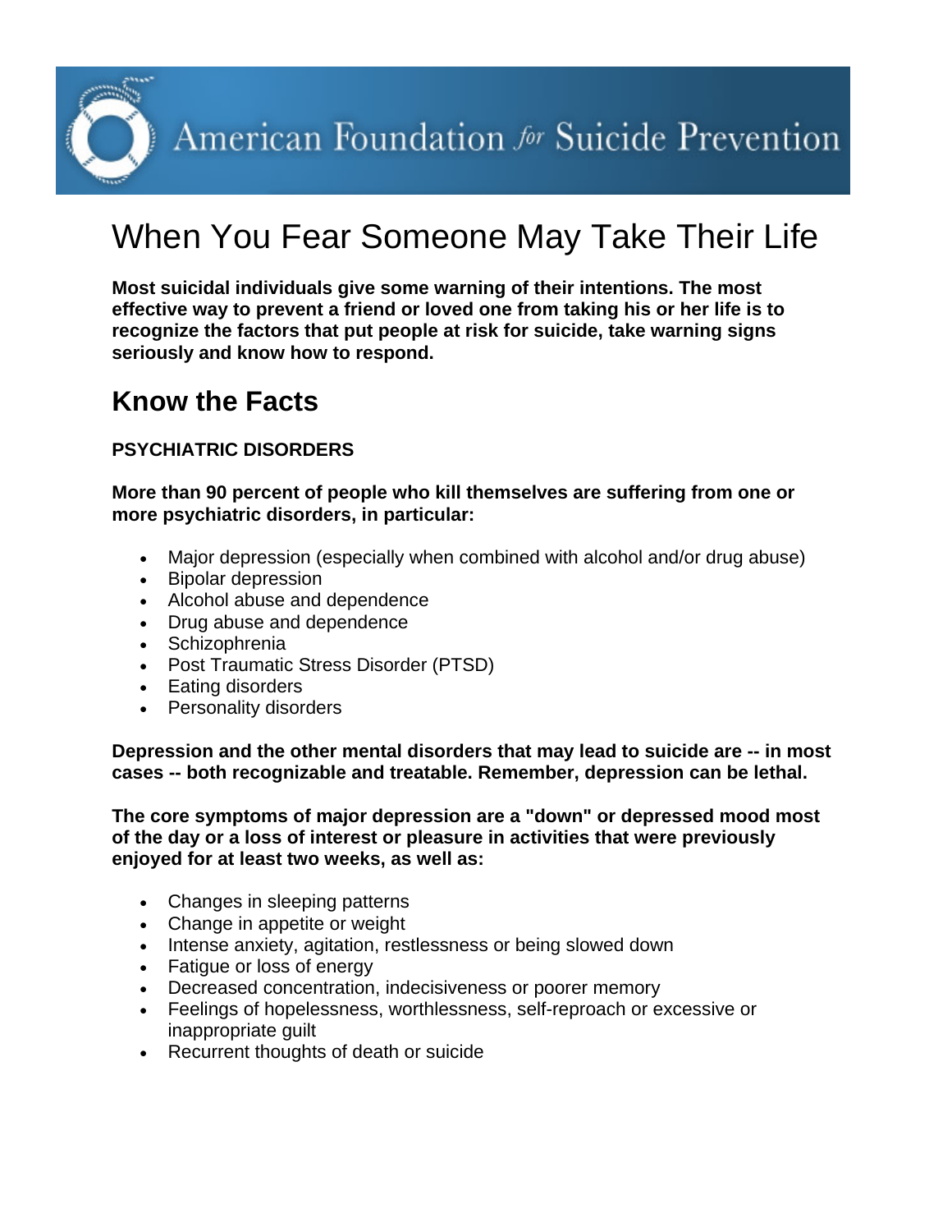American Foundation for Suicide Prevention

# When You Fear Someone May Take Their Life

**Most suicidal individuals give some warning of their intentions. The most effective way to prevent a friend or loved one from taking his or her life is to recognize the factors that put people at risk for suicide, take warning signs seriously and know how to respond.**

## Know the Facts

### PSYCHIATRIC DISORDERS

**More than 90 percent of people who kill themselves are suffering from one or more psychiatric disorders, in particular:**

- Major depression (especially when combined with alcohol and/or drug abuse)
- Bipolar depression
- Alcohol abuse and dependence
- Drug abuse and dependence
- Schizophrenia
- Post Traumatic Stress Disorder (PTSD)
- Eating disorders
- Personality disorders

**Depression and the other mental disorders that may lead to suicide are -- in most cases -- both recognizable and treatable. Remember, depression can be lethal.**

**The core symptoms of major depression are a "down" or depressed mood most of the day or a loss of interest or pleasure in activities that were previously enjoyed for at least two weeks, as well as:**

- Changes in sleeping patterns
- Change in appetite or weight
- Intense anxiety, agitation, restlessness or being slowed down
- Fatigue or loss of energy
- Decreased concentration, indecisiveness or poorer memory
- Feelings of hopelessness, worthlessness, self-reproach or excessive or inappropriate guilt
- Recurrent thoughts of death or suicide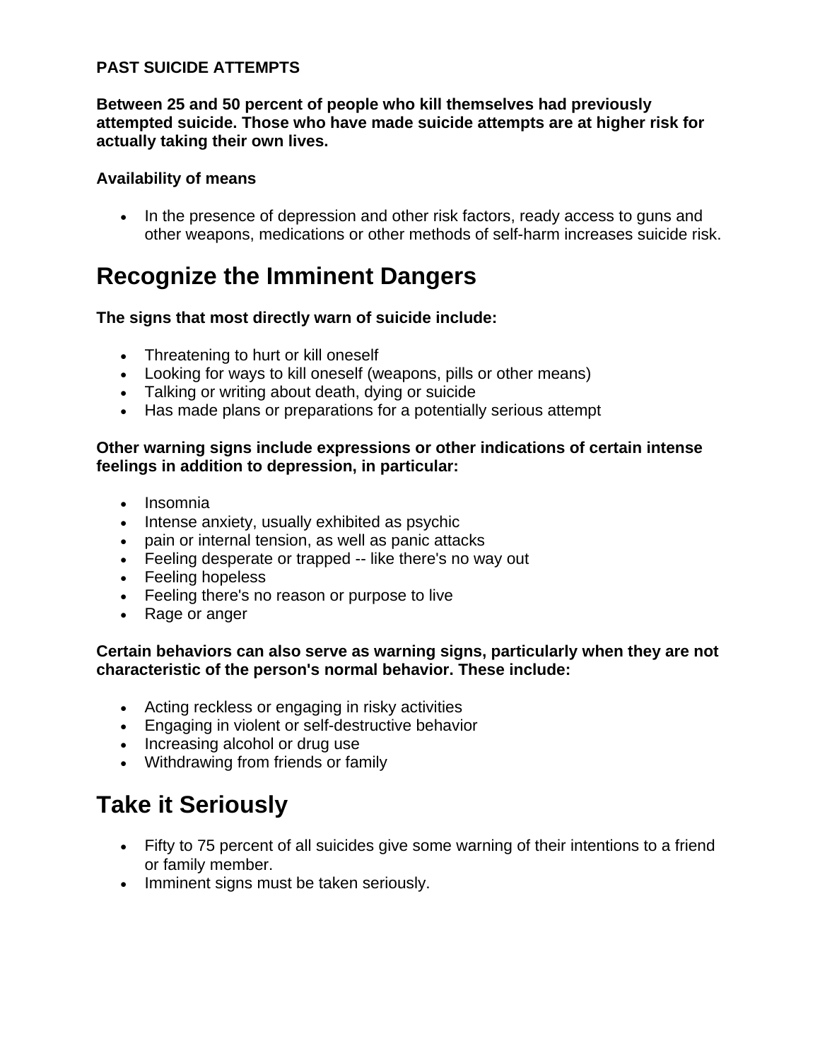**PAST SUICIDE ATTEMPTS**

**Between 25 and 50 percent of people who kill themselves had previously attempted suicide. Those who have made suicide attempts are at higher risk for actually taking their own lives.**

**Availability of means**

- In the presence of depression and other risk factors, ready access to guns and other weapons, medications or other methods of self-harm increases suicide risk.

# Recognize the Imminent Dangers

**The signs that most directly warn of suicide include:**

- Threatening to hurt or kill oneself
- Looking for ways to kill oneself (weapons, pills or other means)
- Talking or writing about death, dying or suicide
- Has made plans or preparations for a potentially serious attempt

**Other warning signs include expressions or other indications of certain intense feelings in addition to depression, in particular:**

- Insomnia
- Intense anxiety, usually exhibited as psychic
- pain or internal tension, as well as panic attacks
- Feeling desperate or trapped -- like there's no way out
- Feeling hopeless
- Feeling there's no reason or purpose to live
- Rage or anger

**Certain behaviors can also serve as warning signs, particularly when they are not characteristic of the person's normal behavior. These include:**

- Acting reckless or engaging in risky activities
- Engaging in violent or self-destructive behavior
- Increasing alcohol or drug use
- Withdrawing from friends or family

# Take it Seriously

- Fifty to 75 percent of all suicides give some warning of their intentions to a friend or family member.
- Imminent signs must be taken seriously.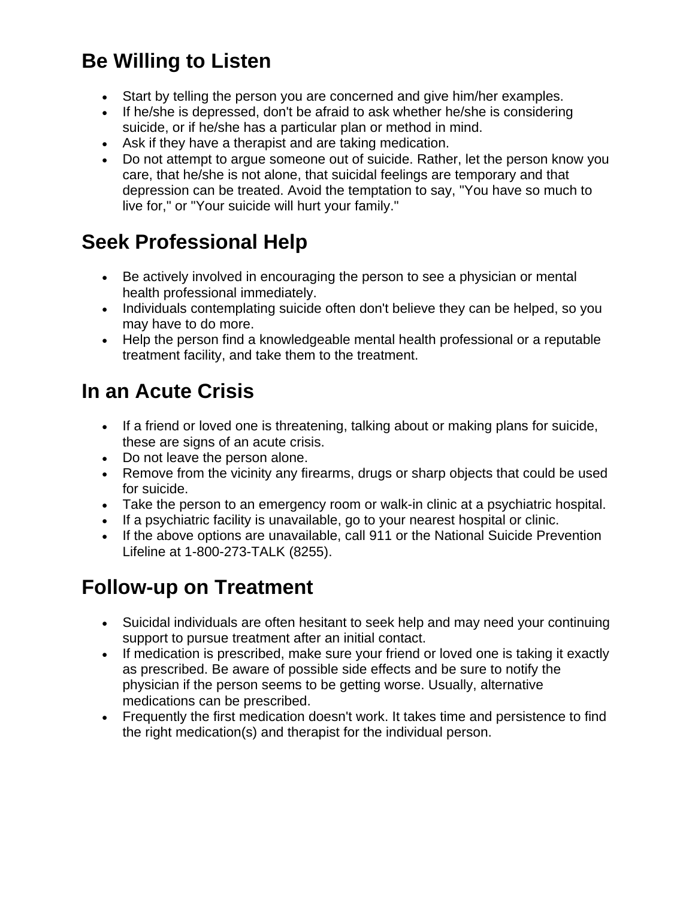## Be Willing to Listen

- Start by telling the person you are concerned and give him/her examples.
- If he/she is depressed, don't be afraid to ask whether he/she is considering suicide, or if he/she has a particular plan or method in mind.
- Ask if they have a therapist and are taking medication.
- Do not attempt to argue someone out of suicide. Rather, let the person know you care, that he/she is not alone, that suicidal feelings are temporary and that depression can be treated. Avoid the temptation to say, "You have so much to live for," or "Your suicide will hurt your family."

## Seek Professional Help

- Be actively involved in encouraging the person to see a physician or mental health professional immediately.
- Individuals contemplating suicide often don't believe they can be helped, so you may have to do more.
- Help the person find a knowledgeable mental health professional or a reputable treatment facility, and take them to the treatment.

## In an Acute Crisis

- If a friend or loved one is threatening, talking about or making plans for suicide, these are signs of an acute crisis.
- Do not leave the person alone.
- Remove from the vicinity any firearms, drugs or sharp objects that could be used for suicide.
- Take the person to an emergency room or walk-in clinic at a psychiatric hospital.
- If a psychiatric facility is unavailable, go to your nearest hospital or clinic.
- If the above options are unavailable, call 911 or the National Suicide Prevention Lifeline at 1-800-273-TALK (8255).

## Follow-up on Treatment

- Suicidal individuals are often hesitant to seek help and may need your continuing support to pursue treatment after an initial contact.
- If medication is prescribed, make sure your friend or loved one is taking it exactly as prescribed. Be aware of possible side effects and be sure to notify the physician if the person seems to be getting worse. Usually, alternative medications can be prescribed.
- Frequently the first medication doesn't work. It takes time and persistence to find the right medication(s) and therapist for the individual person.